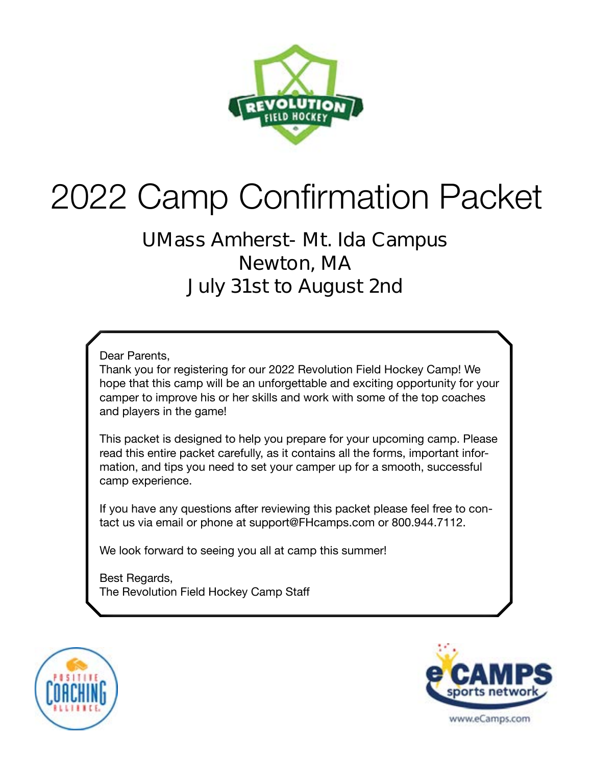# 2022 Camp Confirmation Packet

## UMass Amherst- Mt. Ida Campus
## Newton, MA
## July 31st to August 2nd

Dear Parents,
Thank you for registering for our 2022 Revolution Field Hockey Camp! We hope that this camp will be an unforgettable and exciting opportunity for your camper to improve his or her skills and work with some of the top coaches and players in the game!

This packet is designed to help you prepare for your upcoming camp. Please read this entire packet carefully, as it contains all the forms, important information, and tips you need to set your camper up for a smooth, successful camp experience.

If you have any questions after reviewing this packet please feel free to contact us via email or phone at support@FHcamps.com or 800.944.7112.

We look forward to seeing you all at camp this summer!

Best Regards,
The Revolution Field Hockey Camp Staff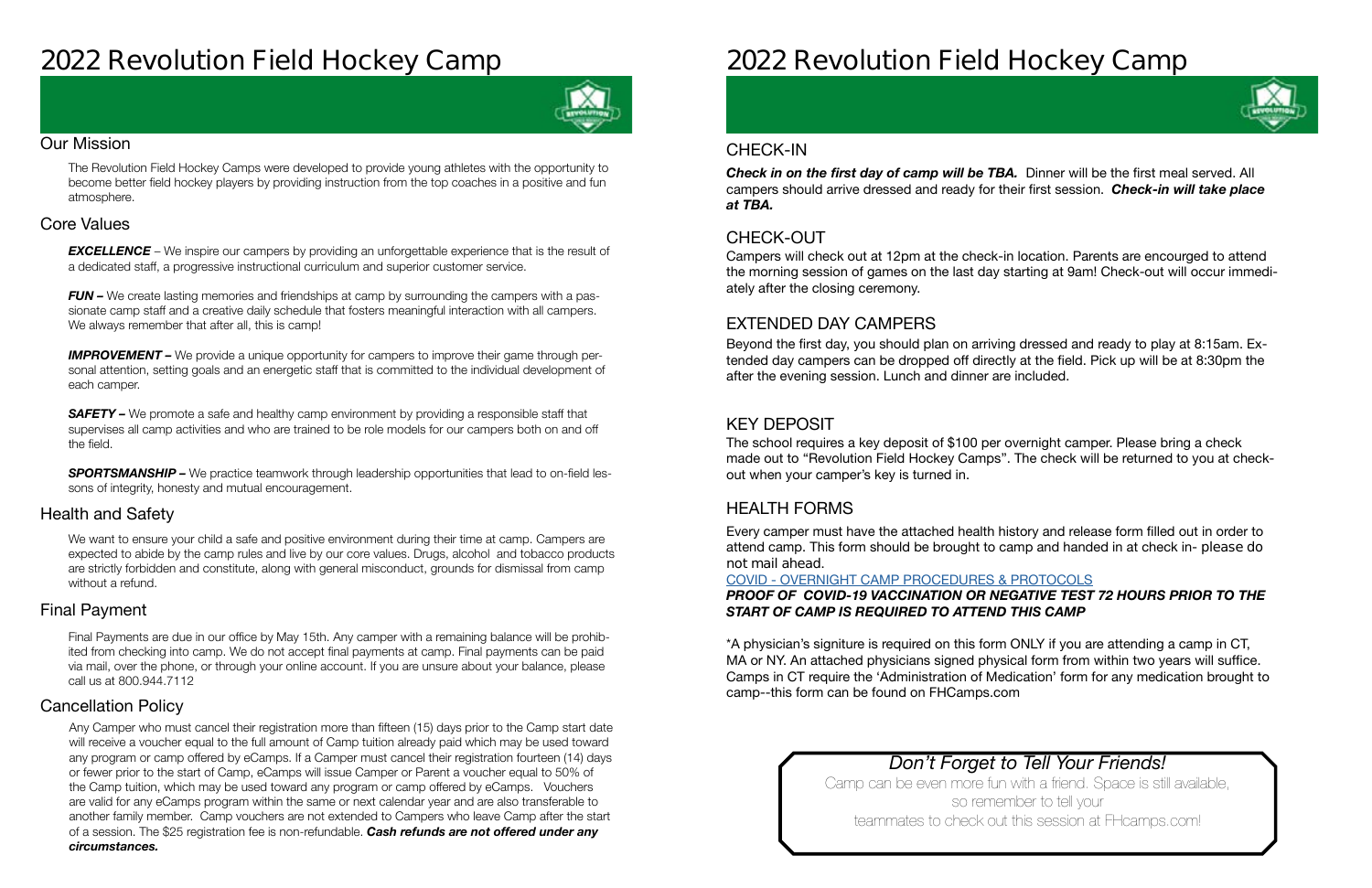# 2022 Revolution Field Hockey Camp

## Our Mission

The Revolution Field Hockey Camps were developed to provide young athletes with the opportunity to become better field hockey players by providing instruction from the top coaches in a positive and fun atmosphere.

## Core Values

***EXCELLENCE*** – We inspire our campers by providing an unforgettable experience that is the result of a dedicated staff, a progressive instructional curriculum and superior customer service.

***FUN –*** We create lasting memories and friendships at camp by surrounding the campers with a passionate camp staff and a creative daily schedule that fosters meaningful interaction with all campers. We always remember that after all, this is camp!

***IMPROVEMENT –*** We provide a unique opportunity for campers to improve their game through personal attention, setting goals and an energetic staff that is committed to the individual development of each camper.

***SAFETY –*** We promote a safe and healthy camp environment by providing a responsible staff that supervises all camp activities and who are trained to be role models for our campers both on and off the field.

***SPORTSMANSHIP –*** We practice teamwork through leadership opportunities that lead to on-field lessons of integrity, honesty and mutual encouragement.

## Health and Safety

We want to ensure your child a safe and positive environment during their time at camp. Campers are expected to abide by the camp rules and live by our core values. Drugs, alcohol and tobacco products are strictly forbidden and constitute, along with general misconduct, grounds for dismissal from camp without a refund.

## Final Payment

Final Payments are due in our office by May 15th. Any camper with a remaining balance will be prohibited from checking into camp. We do not accept final payments at camp. Final payments can be paid via mail, over the phone, or through your online account. If you are unsure about your balance, please call us at 800.944.7112

## Cancellation Policy

Any Camper who must cancel their registration more than fifteen (15) days prior to the Camp start date will receive a voucher equal to the full amount of Camp tuition already paid which may be used toward any program or camp offered by eCamps. If a Camper must cancel their registration fourteen (14) days or fewer prior to the start of Camp, eCamps will issue Camper or Parent a voucher equal to 50% of the Camp tuition, which may be used toward any program or camp offered by eCamps. Vouchers are valid for any eCamps program within the same or next calendar year and are also transferable to another family member. Camp vouchers are not extended to Campers who leave Camp after the start of a session. The $25 registration fee is non-refundable. ***Cash refunds are not offered under any circumstances.***

# 2022 Revolution Field Hockey Camp

## CHECK-IN

***Check in on the first day of camp will be TBA.*** Dinner will be the first meal served. All campers should arrive dressed and ready for their first session. ***Check-in will take place at TBA.***

## CHECK-OUT

Campers will check out at 12pm at the check-in location. Parents are encourged to attend the morning session of games on the last day starting at 9am! Check-out will occur immediately after the closing ceremony.

## EXTENDED DAY CAMPERS

Beyond the first day, you should plan on arriving dressed and ready to play at 8:15am. Extended day campers can be dropped off directly at the field. Pick up will be at 8:30pm the after the evening session. Lunch and dinner are included.

## KEY DEPOSIT

The school requires a key deposit of $100 per overnight camper. Please bring a check made out to "Revolution Field Hockey Camps". The check will be returned to you at check-out when your camper's key is turned in.

## HEALTH FORMS

Every camper must have the attached health history and release form filled out in order to attend camp. This form should be brought to camp and handed in at check in- please do not mail ahead.

COVID - OVERNIGHT CAMP PROCEDURES & PROTOCOLS

***PROOF OF COVID-19 VACCINATION OR NEGATIVE TEST 72 HOURS PRIOR TO THE START OF CAMP IS REQUIRED TO ATTEND THIS CAMP***

*A physician's signiture is required on this form ONLY if you are attending a camp in CT, MA or NY. An attached physicians signed physical form from within two years will suffice. Camps in CT require the 'Administration of Medication' form for any medication brought to camp--this form can be found on FHCamps.com

*Don't Forget to Tell Your Friends!*

Camp can be even more fun with a friend. Space is still available, so remember to tell your teammates to check out this session at FHcamps.com!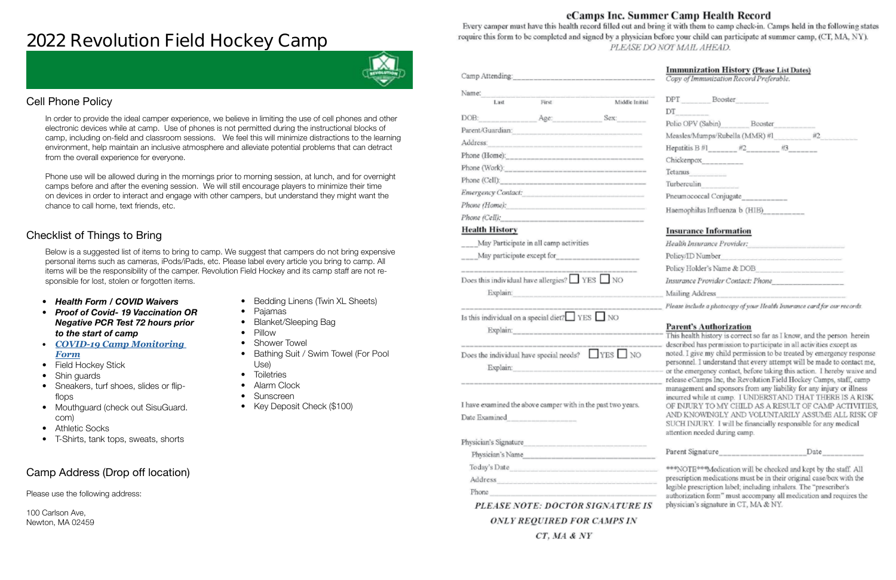# 2022 Revolution Field Hockey Camp

## Cell Phone Policy

In order to provide the ideal camper experience, we believe in limiting the use of cell phones and other electronic devices while at camp. Use of phones is not permitted during the instructional blocks of camp, including on-field and classroom sessions. We feel this will minimize distractions to the learning environment, help maintain an inclusive atmosphere and alleviate potential problems that can detract from the overall experience for everyone.

Phone use will be allowed during in the mornings prior to morning session, at lunch, and for overnight camps before and after the evening session. We will still encourage players to minimize their time on devices in order to interact and engage with other campers, but understand they might want the chance to call home, text friends, etc.

## Checklist of Things to Bring

Below is a suggested list of items to bring to camp. We suggest that campers do not bring expensive personal items such as cameras, iPods/iPads, etc. Please label every article you bring to camp. All items will be the responsibility of the camper. Revolution Field Hockey and its camp staff are not responsible for lost, stolen or forgotten items.

- ***Health Form / COVID Waivers***
- ***Proof of Covid- 19 Vaccination OR Negative PCR Test 72 hours prior to the start of camp***
- ***COVID-19 Camp Monitoring Form***
- Field Hockey Stick
- Shin guards
- Sneakers, turf shoes, slides or flip-flops
- Mouthguard (check out SisuGuard.com)
- Athletic Socks
- T-Shirts, tank tops, sweats, shorts
- Bedding Linens (Twin XL Sheets)
- Pajamas
- Blanket/Sleeping Bag
- Pillow
- Shower Towel
- Bathing Suit / Swim Towel (For Pool Use)
- Toiletries
- Alarm Clock
- Sunscreen
- Key Deposit Check ($100)

## Camp Address (Drop off location)

Please use the following address:

100 Carlson Ave,
Newton, MA 02459

# eCamps Inc. Summer Camp Health Record

Every camper must have this health record filled out and bring it with them to camp check-in. Camps held in the following states require this form to be completed and signed by a physician before your child can participate at summer camp, (CT, MA, NY).

*PLEASE DO NOT MAIL AHEAD.*

Camp Attending:\_\_\_\_\_\_\_\_\_\_\_\_\_\_\_\_\_\_\_\_\_\_\_\_\_\_\_\_\_\_\_\_\_\_

Name:\_\_\_\_\_\_\_\_\_\_\_\_\_\_\_\_\_\_\_\_\_\_\_\_\_\_\_\_\_\_\_\_\_\_\_\_\_\_\_\_
Last First Middle Initial

DOB:\_\_\_\_\_\_\_\_\_\_ Age:\_\_\_\_\_\_\_\_\_ Sex:\_\_\_\_\_\_\_\_

Parent/Guardian:\_\_\_\_\_\_\_\_\_\_\_\_\_\_\_\_\_\_\_\_\_\_\_\_\_\_\_\_\_\_

Address:\_\_\_\_\_\_\_\_\_\_\_\_\_\_\_\_\_\_\_\_\_\_\_\_\_\_\_\_\_\_\_\_\_\_\_\_\_

Phone (Home):\_\_\_\_\_\_\_\_\_\_\_\_\_\_\_\_\_\_\_\_\_\_\_\_\_\_\_\_\_\_\_\_

Phone (Work):\_\_\_\_\_\_\_\_\_\_\_\_\_\_\_\_\_\_\_\_\_\_\_\_\_\_\_\_\_\_\_\_

Phone (Cell):\_\_\_\_\_\_\_\_\_\_\_\_\_\_\_\_\_\_\_\_\_\_\_\_\_\_\_\_\_\_\_\_\_

*Emergency Contact:*\_\_\_\_\_\_\_\_\_\_\_\_\_\_\_\_\_\_\_\_\_\_\_\_\_\_\_\_

*Phone (Home):*\_\_\_\_\_\_\_\_\_\_\_\_\_\_\_\_\_\_\_\_\_\_\_\_\_\_\_\_\_\_\_

*Phone (Cell):*\_\_\_\_\_\_\_\_\_\_\_\_\_\_\_\_\_\_\_\_\_\_\_\_\_\_\_\_\_\_\_\_

**Health History**

\_\_\_\_May Participate in all camp activities

\_\_\_\_May participate except for\_\_\_\_\_\_\_\_\_\_\_\_\_\_\_\_\_\_\_\_\_\_

\_\_\_\_\_\_\_\_\_\_\_\_\_\_\_\_\_\_\_\_\_\_\_\_\_\_\_\_\_\_\_\_\_\_\_\_\_\_\_\_\_\_\_\_\_\_\_

Does this individual have allergies? ☐ YES ☐ NO

Explain:\_\_\_\_\_\_\_\_\_\_\_\_\_\_\_\_\_\_\_\_\_\_\_\_\_\_\_\_\_\_\_\_\_\_\_\_\_\_

\_\_\_\_\_\_\_\_\_\_\_\_\_\_\_\_\_\_\_\_\_\_\_\_\_\_\_\_\_\_\_\_\_\_\_\_\_\_\_\_\_\_\_\_\_\_\_

Is this individual on a special diet? ☐ YES ☐ NO

Explain:\_\_\_\_\_\_\_\_\_\_\_\_\_\_\_\_\_\_\_\_\_\_\_\_\_\_\_\_\_\_\_\_\_\_\_\_\_\_

\_\_\_\_\_\_\_\_\_\_\_\_\_\_\_\_\_\_\_\_\_\_\_\_\_\_\_\_\_\_\_\_\_\_\_\_\_\_\_\_\_\_\_\_\_\_\_

Does the individual have special needs? ☐ YES ☐ NO

Explain:\_\_\_\_\_\_\_\_\_\_\_\_\_\_\_\_\_\_\_\_\_\_\_\_\_\_\_\_\_\_\_\_\_\_\_\_\_\_

\_\_\_\_\_\_\_\_\_\_\_\_\_\_\_\_\_\_\_\_\_\_\_\_\_\_\_\_\_\_\_\_\_\_\_\_\_\_\_\_\_\_\_\_\_\_\_

I have examined the above camper with in the past two years.

Date Examined\_\_\_\_\_\_\_\_\_\_\_\_\_\_\_\_\_\_

Physician's Signature\_\_\_\_\_\_\_\_\_\_\_\_\_\_\_\_\_\_\_\_\_\_\_\_\_\_\_\_

Physician's Name\_\_\_\_\_\_\_\_\_\_\_\_\_\_\_\_\_\_\_\_\_\_\_\_\_\_\_\_\_

Today's Date\_\_\_\_\_\_\_\_\_\_\_\_\_\_\_\_\_\_\_\_\_\_\_\_\_\_\_\_\_\_\_\_\_

Address\_\_\_\_\_\_\_\_\_\_\_\_\_\_\_\_\_\_\_\_\_\_\_\_\_\_\_\_\_\_\_\_\_\_\_\_\_

Phone\_\_\_\_\_\_\_\_\_\_\_\_\_\_\_\_\_\_\_\_\_\_\_\_\_\_\_\_\_\_\_\_\_\_\_\_\_\_

***PLEASE NOTE: DOCTOR SIGNATURE IS ONLY REQUIRED FOR CAMPS IN CT, MA & NY***

**Immunization History (Please List Dates)**

*Copy of Immunization Record Preferable.*

DPT\_\_\_\_\_\_\_ Booster\_\_\_\_\_\_\_\_

DT\_\_\_\_\_\_\_\_

Polio OPV (Sabin)\_\_\_\_\_\_\_ Booster\_\_\_\_\_\_\_\_

Measles/Mumps/Rubella (MMR) #1\_\_\_\_\_\_\_\_ #2\_\_\_\_\_\_\_\_

Hepatitis B #1\_\_\_\_\_\_\_ #2\_\_\_\_\_\_\_ #3\_\_\_\_\_\_\_

Chickenpox\_\_\_\_\_\_\_\_\_

Tetanus\_\_\_\_\_\_\_\_\_

Turberculin\_\_\_\_\_\_\_\_\_

Pneumococcal Conjugate\_\_\_\_\_\_\_\_\_\_\_

Haemophilus Influenza b (HIB)\_\_\_\_\_\_\_\_\_\_

**Insurance Information**

*Health Insurance Provider:*\_\_\_\_\_\_\_\_\_\_\_\_\_\_\_\_\_\_\_\_\_\_\_\_

Policy/ID Number\_\_\_\_\_\_\_\_\_\_\_\_\_\_\_\_\_\_\_\_\_\_\_\_\_\_\_\_

Policy Holder's Name & DOB\_\_\_\_\_\_\_\_\_\_\_\_\_\_\_\_\_\_\_\_

*Insurance Provider Contact: Phone*\_\_\_\_\_\_\_\_\_\_\_\_\_\_\_\_\_

Mailing Address\_\_\_\_\_\_\_\_\_\_\_\_\_\_\_\_\_\_\_\_\_\_\_\_\_\_\_\_\_

*Please include a photocopy of your Health Insurance card for our records.*

**Parent's Authorization**

This health history is correct so far as I know, and the person herein described has permission to participate in all activities except as noted. I give my child permission to be treated by emergency response personnel. I understand that every attempt will be made to contact me, or the emergency contact, before taking this action. I hereby waive and release eCamps Inc, the Revolution Field Hockey Camps, staff, camp management and sponsors from any liability for any injury or illness incurred while at camp. I UNDERSTAND THAT THERE IS A RISK OF INJURY TO MY CHILD AS A RESULT OF CAMP ACTIVITIES, AND KNOWINGLY AND VOLUNTARILY ASSUME ALL RISK OF SUCH INJURY. I will be financially responsible for any medical attention needed during camp.

Parent Signature\_\_\_\_\_\_\_\_\_\_\_\_\_\_\_\_\_\_\_\_\_\_\_\_Date\_\_\_\_\_\_\_\_\_\_

\*\*\*NOTE\*\*\*Medication will be checked and kept by the staff. All prescription medications must be in their original case/box with the legible prescription label; including inhalers. The "prescriber's authorization form" must accompany all medication and requires the physician's signature in CT, MA & NY.